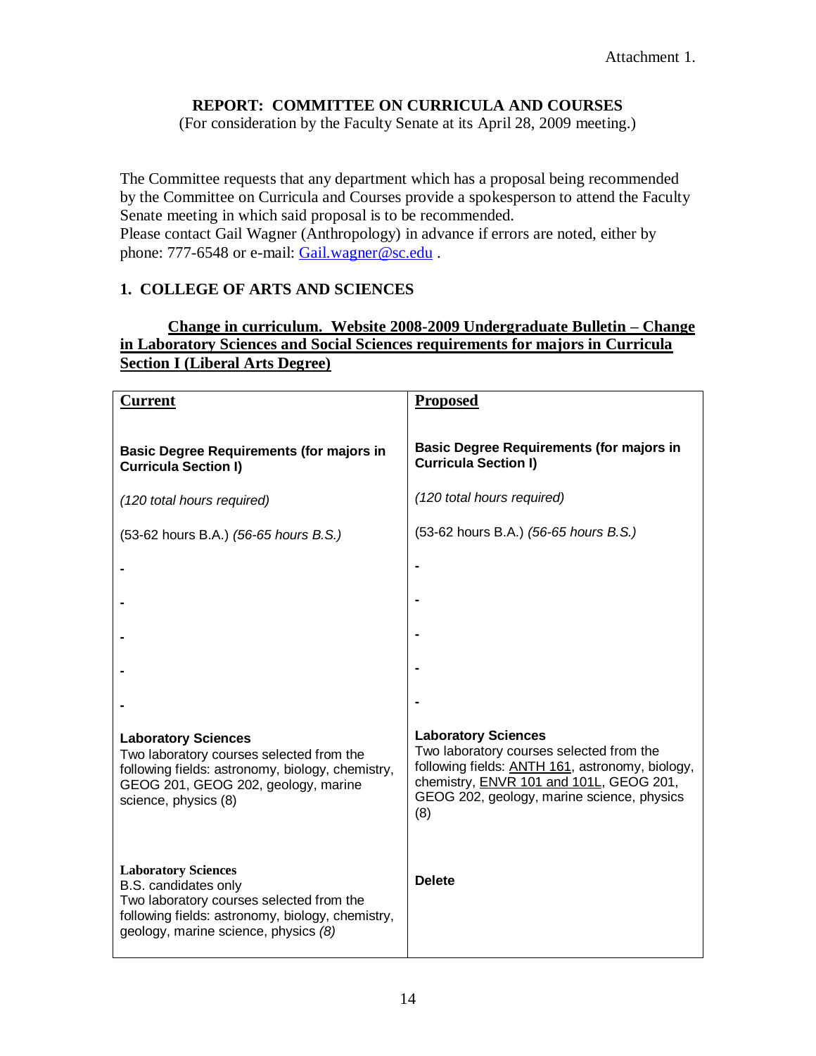Attachment 1.

## REPORT: COMMITTEE ON CURRICULA AND COURSES

(For consideration by the Faculty Senate at its April 28, 2009 meeting.)

The Committee requests that any department which has a proposal being recommended by the Committee on Curricula and Courses provide a spokesperson to attend the Faculty Senate meeting in which said proposal is to be recommended.
Please contact Gail Wagner (Anthropology) in advance if errors are noted, either by phone: 777-6548 or e-mail: Gail.wagner@sc.edu .

### 1. COLLEGE OF ARTS AND SCIENCES

**Change in curriculum. Website 2008-2009 Undergraduate Bulletin – Change in Laboratory Sciences and Social Sciences requirements for majors in Curricula Section I (Liberal Arts Degree)**

| **Current** | **Proposed** |
|---|---|
| **Basic Degree Requirements (for majors in Curricula Section I)** | **Basic Degree Requirements (for majors in Curricula Section I)** |
| *(120 total hours required)* | *(120 total hours required)* |
| (53-62 hours B.A.) *(56-65 hours B.S.)* | (53-62 hours B.A.) *(56-65 hours B.S.)* |
| - | - |
| - | - |
| - | - |
| - | - |
| - | - |
| **Laboratory Sciences** Two laboratory courses selected from the following fields: astronomy, biology, chemistry, GEOG 201, GEOG 202, geology, marine science, physics (8) | **Laboratory Sciences** Two laboratory courses selected from the following fields: <u>ANTH 161</u>, astronomy, biology, chemistry, <u>ENVR 101 and 101L</u>, GEOG 201, GEOG 202, geology, marine science, physics (8) |
| **Laboratory Sciences** B.S. candidates only Two laboratory courses selected from the following fields: astronomy, biology, chemistry, geology, marine science, physics *(8)* | **Delete** |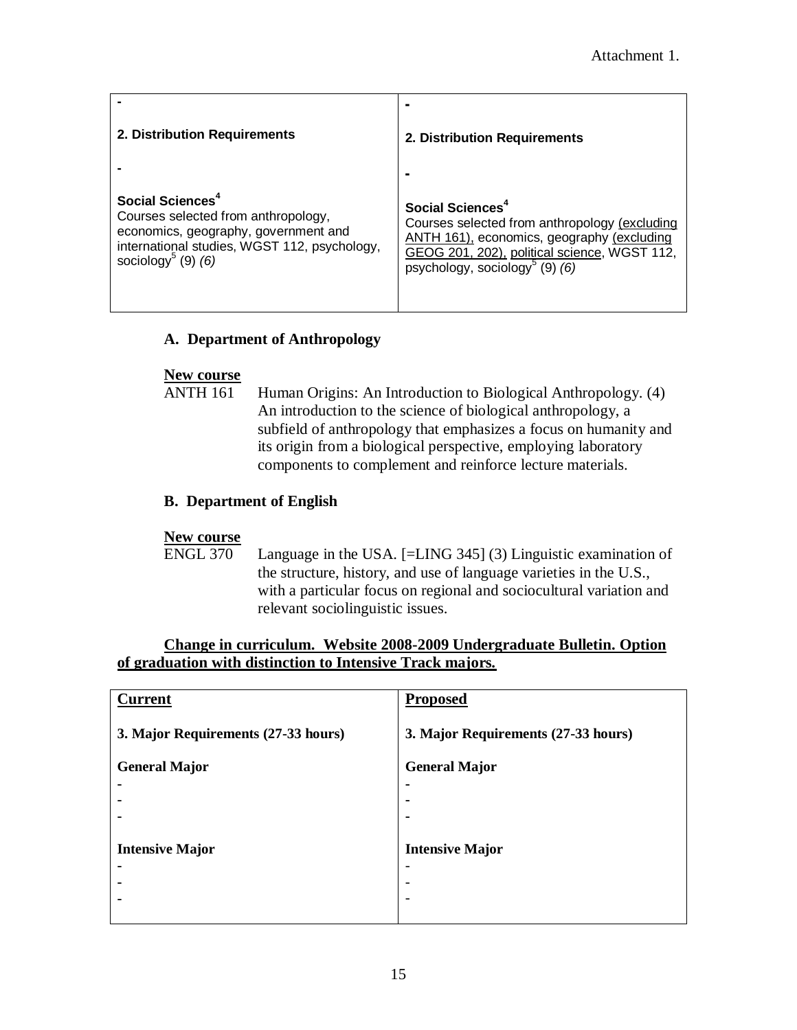Attachment 1.

| - <br><br> **2. Distribution Requirements** <br><br> - <br><br> **Social Sciences**[4] <br> Courses selected from anthropology, economics, geography, government and international studies, WGST 112, psychology, sociology[5] (9) *(6)* | - <br><br> **2. Distribution Requirements** <br><br> - <br><br> **Social Sciences**[4] <br> Courses selected from anthropology <u>(excluding ANTH 161)</u>, economics, geography <u>(excluding GEOG 201, 202)</u>, <u>political science</u>, WGST 112, psychology, sociology[5] (9) *(6)* |
|---|---|

### A. Department of Anthropology

**<u>New course</u>**

ANTH 161 Human Origins: An Introduction to Biological Anthropology. (4) An introduction to the science of biological anthropology, a subfield of anthropology that emphasizes a focus on humanity and its origin from a biological perspective, employing laboratory components to complement and reinforce lecture materials.

### B. Department of English

**<u>New course</u>**

ENGL 370 Language in the USA. [=LING 345] (3) Linguistic examination of the structure, history, and use of language varieties in the U.S., with a particular focus on regional and sociocultural variation and relevant sociolinguistic issues.

**<u>Change in curriculum. Website 2008-2009 Undergraduate Bulletin. Option of graduation with distinction to Intensive Track majors.</u>**

| **<u>Current</u>** | **<u>Proposed</u>** |
|---|---|
| **3. Major Requirements (27-33 hours)** | **3. Major Requirements (27-33 hours)** |
| **General Major** <br> - <br> - <br> - | **General Major** <br> - <br> - <br> - |
| **Intensive Major** <br> - <br> - <br> - | **Intensive Major** <br> - <br> - <br> - |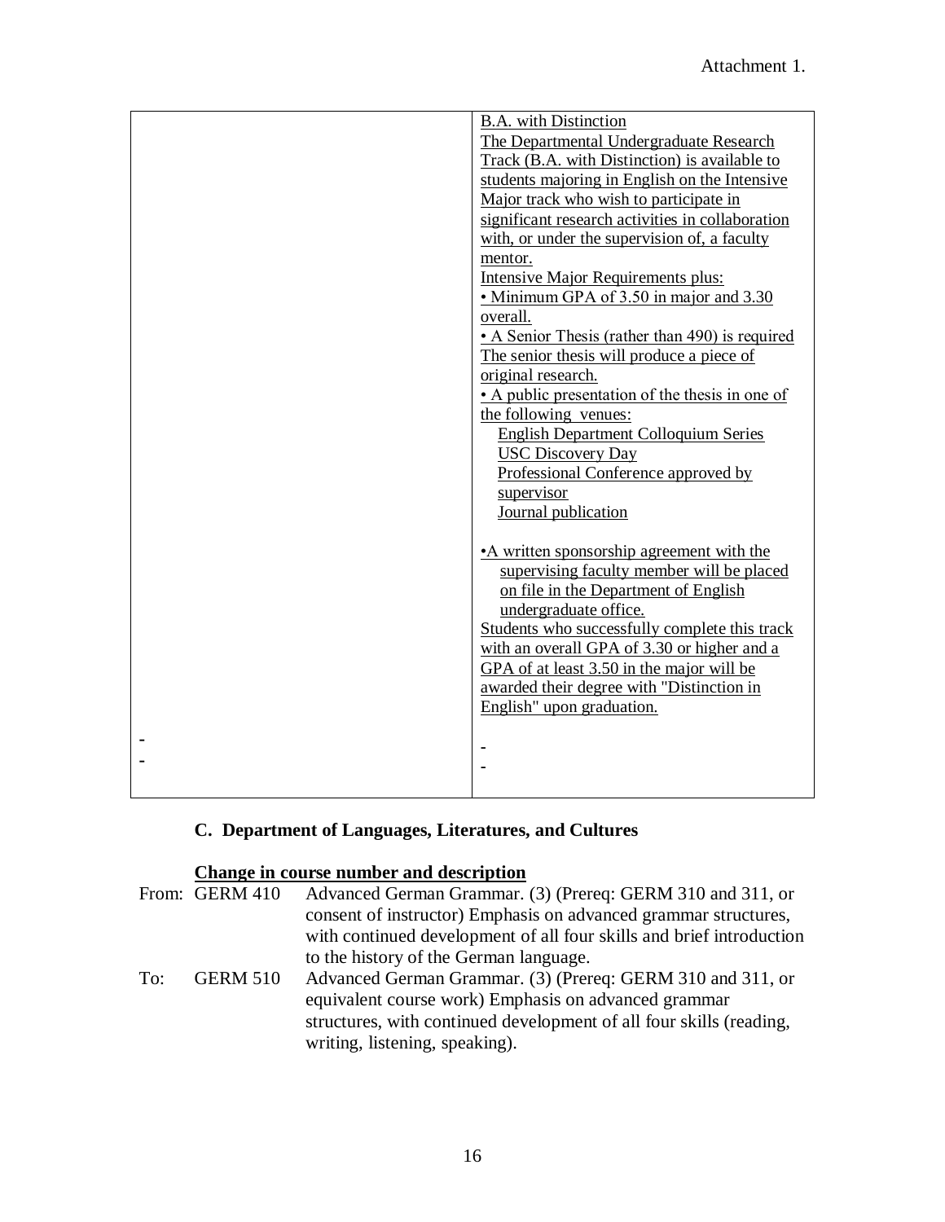Attachment 1.

| | |
|---|---|
| | <u>B.A. with Distinction</u><br><u>The Departmental Undergraduate Research Track (B.A. with Distinction) is available to students majoring in English on the Intensive Major track who wish to participate in significant research activities in collaboration with, or under the supervision of, a faculty mentor.</u><br><u>Intensive Major Requirements plus:</u><br><u>• Minimum GPA of 3.50 in major and 3.30 overall.</u><br><u>• A Senior Thesis (rather than 490) is required The senior thesis will produce a piece of original research.</u><br><u>• A public presentation of the thesis in one of the following venues:</u><br><u>English Department Colloquium Series</u><br><u>USC Discovery Day</u><br><u>Professional Conference approved by supervisor</u><br><u>Journal publication</u><br><br><u>•A written sponsorship agreement with the supervising faculty member will be placed on file in the Department of English undergraduate office.</u><br><u>Students who successfully complete this track with an overall GPA of 3.30 or higher and a GPA of at least 3.50 in the major will be awarded their degree with "Distinction in English" upon graduation.</u> |
| -<br>- | -<br>- |

### C. Department of Languages, Literatures, and Cultures

**<u>Change in course number and description</u>**

From: GERM 410 Advanced German Grammar. (3) (Prereq: GERM 310 and 311, or consent of instructor) Emphasis on advanced grammar structures, with continued development of all four skills and brief introduction to the history of the German language.

To: GERM 510 Advanced German Grammar. (3) (Prereq: GERM 310 and 311, or equivalent course work) Emphasis on advanced grammar structures, with continued development of all four skills (reading, writing, listening, speaking).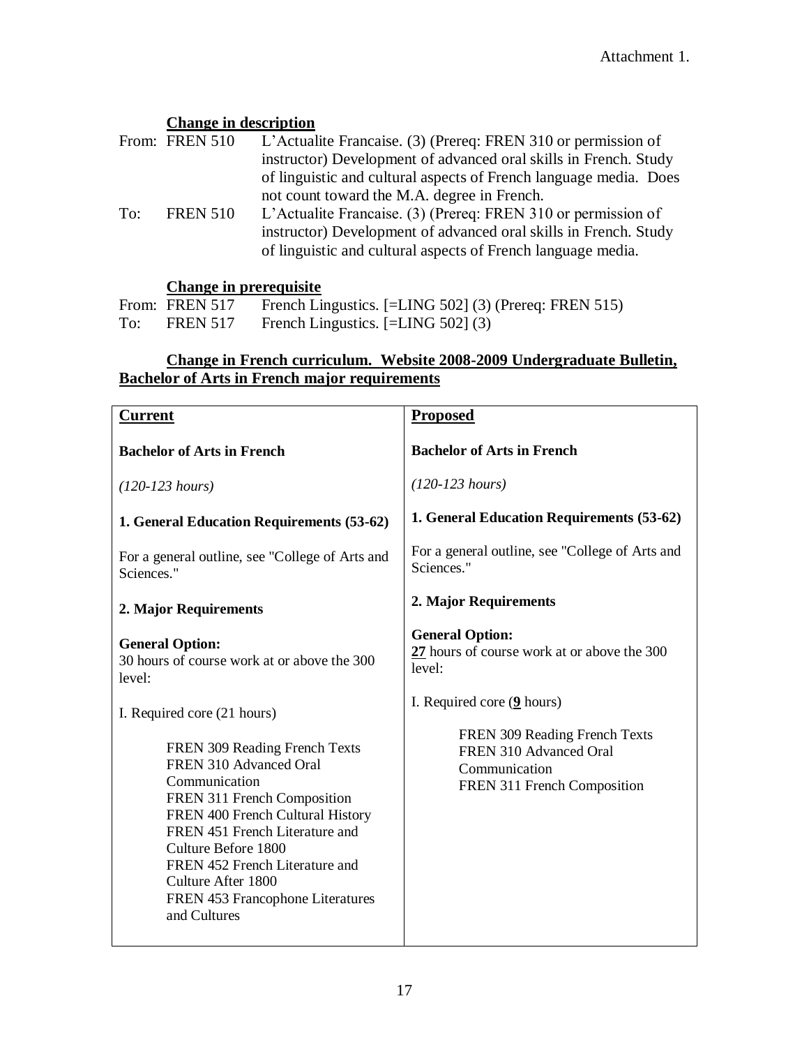Attachment 1.

**Change in description**

From: FREN 510 L'Actualite Francaise. (3) (Prereq: FREN 310 or permission of instructor) Development of advanced oral skills in French. Study of linguistic and cultural aspects of French language media. Does not count toward the M.A. degree in French.

To: FREN 510 L'Actualite Francaise. (3) (Prereq: FREN 310 or permission of instructor) Development of advanced oral skills in French. Study of linguistic and cultural aspects of French language media.

**Change in prerequisite**

From: FREN 517 French Lingustics. [=LING 502] (3) (Prereq: FREN 515)

To: FREN 517 French Lingustics. [=LING 502] (3)

**Change in French curriculum. Website 2008-2009 Undergraduate Bulletin, Bachelor of Arts in French major requirements**

| **Current** | **Proposed** |
|---|---|
| **Bachelor of Arts in French** | **Bachelor of Arts in French** |
| *(120-123 hours)* | *(120-123 hours)* |
| **1. General Education Requirements (53-62)** | **1. General Education Requirements (53-62)** |
| For a general outline, see "College of Arts and Sciences." | For a general outline, see "College of Arts and Sciences." |
| **2. Major Requirements** | **2. Major Requirements** |
| **General Option:** 30 hours of course work at or above the 300 level: | **General Option:** **27** hours of course work at or above the 300 level: |
| I. Required core (21 hours) | I. Required core (**9** hours) |
| FREN 309 Reading French Texts<br>FREN 310 Advanced Oral Communication<br>FREN 311 French Composition<br>FREN 400 French Cultural History<br>FREN 451 French Literature and Culture Before 1800<br>FREN 452 French Literature and Culture After 1800<br>FREN 453 Francophone Literatures and Cultures | FREN 309 Reading French Texts<br>FREN 310 Advanced Oral Communication<br>FREN 311 French Composition |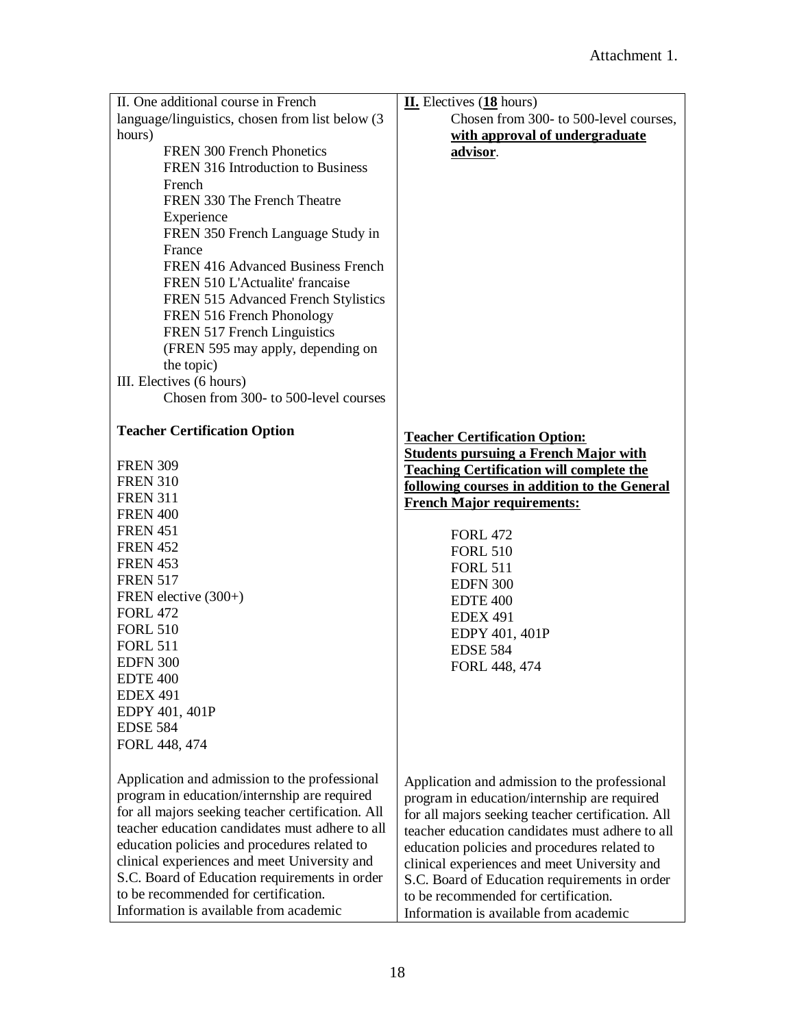Attachment 1.

| | |
|---|---|
| II. One additional course in French language/linguistics, chosen from list below (3 hours)<br>FREN 300 French Phonetics<br>FREN 316 Introduction to Business French<br>FREN 330 The French Theatre Experience<br>FREN 350 French Language Study in France<br>FREN 416 Advanced Business French<br>FREN 510 L'Actualite' francaise<br>FREN 515 Advanced French Stylistics<br>FREN 516 French Phonology<br>FREN 517 French Linguistics<br>(FREN 595 may apply, depending on the topic)<br>III. Electives (6 hours)<br>Chosen from 300- to 500-level courses | **II.** Electives (**18** hours)<br>Chosen from 300- to 500-level courses, **with approval of undergraduate advisor**. |
| **Teacher Certification Option**<br><br>FREN 309<br>FREN 310<br>FREN 311<br>FREN 400<br>FREN 451<br>FREN 452<br>FREN 453<br>FREN 517<br>FREN elective (300+)<br>FORL 472<br>FORL 510<br>FORL 511<br>EDFN 300<br>EDTE 400<br>EDEX 491<br>EDPY 401, 401P<br>EDSE 584<br>FORL 448, 474 | **Teacher Certification Option: Students pursuing a French Major with Teaching Certification will complete the following courses in addition to the General French Major requirements:**<br><br>FORL 472<br>FORL 510<br>FORL 511<br>EDFN 300<br>EDTE 400<br>EDEX 491<br>EDPY 401, 401P<br>EDSE 584<br>FORL 448, 474 |
| Application and admission to the professional program in education/internship are required for all majors seeking teacher certification. All teacher education candidates must adhere to all education policies and procedures related to clinical experiences and meet University and S.C. Board of Education requirements in order to be recommended for certification. Information is available from academic | Application and admission to the professional program in education/internship are required for all majors seeking teacher certification. All teacher education candidates must adhere to all education policies and procedures related to clinical experiences and meet University and S.C. Board of Education requirements in order to be recommended for certification. Information is available from academic |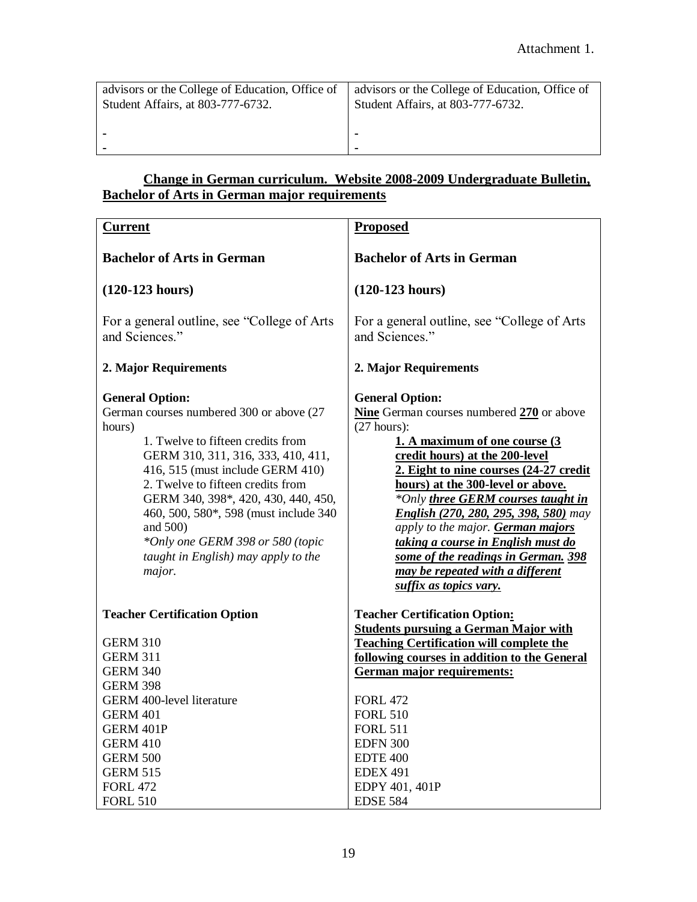| | |
|---|---|
| advisors or the College of Education, Office of Student Affairs, at 803-777-6732.<br><br>-<br>- | advisors or the College of Education, Office of Student Affairs, at 803-777-6732.<br><br>-<br>- |

**Change in German curriculum. Website 2008-2009 Undergraduate Bulletin, Bachelor of Arts in German major requirements**

| **Current** | **Proposed** |
|---|---|
| **Bachelor of Arts in German** | **Bachelor of Arts in German** |
| **(120-123 hours)** | **(120-123 hours)** |
| For a general outline, see "College of Arts and Sciences." | For a general outline, see "College of Arts and Sciences." |
| **2. Major Requirements** | **2. Major Requirements** |
| **General Option:**<br>German courses numbered 300 or above (27 hours)<br>1. Twelve to fifteen credits from GERM 310, 311, 316, 333, 410, 411, 416, 515 (must include GERM 410)<br>2. Twelve to fifteen credits from GERM 340, 398*, 420, 430, 440, 450, 460, 500, 580*, 598 (must include 340 and 500)<br>*\*Only one GERM 398 or 580 (topic taught in English) may apply to the major.* | **General Option:**<br>**Nine** German courses numbered **270** or above (27 hours):<br>**1. A maximum of one course (3 credit hours) at the 200-level**<br>**2. Eight to nine courses (24-27 credit hours) at the 300-level or above.**<br>*\*Only **three GERM courses taught in English (270, 280, 295, 398, 580)** may apply to the major. **German majors taking a course in English must do some of the readings in German. 398 may be repeated with a different suffix as topics vary.*** |
| **Teacher Certification Option**<br><br>GERM 310<br>GERM 311<br>GERM 340<br>GERM 398<br>GERM 400-level literature<br>GERM 401<br>GERM 401P<br>GERM 410<br>GERM 500<br>GERM 515<br>FORL 472<br>FORL 510 | **Teacher Certification Option:**<br>**Students pursuing a German Major with Teaching Certification will complete the following courses in addition to the General German major requirements:**<br><br>FORL 472<br>FORL 510<br>FORL 511<br>EDFN 300<br>EDTE 400<br>EDEX 491<br>EDPY 401, 401P<br>EDSE 584 |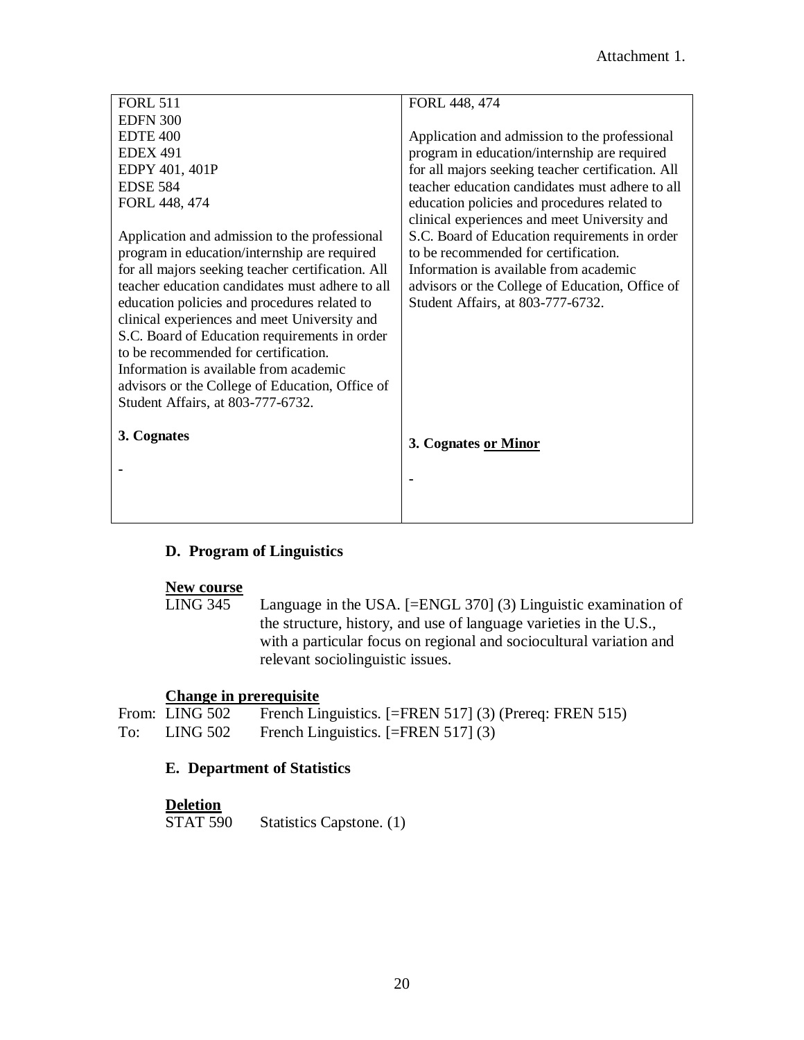| | |
|---|---|
| FORL 511<br>EDFN 300<br>EDTE 400<br>EDEX 491<br>EDPY 401, 401P<br>EDSE 584<br>FORL 448, 474<br><br>Application and admission to the professional program in education/internship are required for all majors seeking teacher certification. All teacher education candidates must adhere to all education policies and procedures related to clinical experiences and meet University and S.C. Board of Education requirements in order to be recommended for certification. Information is available from academic advisors or the College of Education, Office of Student Affairs, at 803-777-6732.<br><br>**3. Cognates**<br><br>- | FORL 448, 474<br><br>Application and admission to the professional program in education/internship are required for all majors seeking teacher certification. All teacher education candidates must adhere to all education policies and procedures related to clinical experiences and meet University and S.C. Board of Education requirements in order to be recommended for certification. Information is available from academic advisors or the College of Education, Office of Student Affairs, at 803-777-6732.<br><br>**3. Cognates <u>or Minor</u>**<br><br>- |

### D. Program of Linguistics

**<u>New course</u>**

LING 345 Language in the USA. [=ENGL 370] (3) Linguistic examination of the structure, history, and use of language varieties in the U.S., with a particular focus on regional and sociocultural variation and relevant sociolinguistic issues.

**<u>Change in prerequisite</u>**

From: LING 502 French Linguistics. [=FREN 517] (3) (Prereq: FREN 515)
To: LING 502 French Linguistics. [=FREN 517] (3)

### E. Department of Statistics

**<u>Deletion</u>**

STAT 590 Statistics Capstone. (1)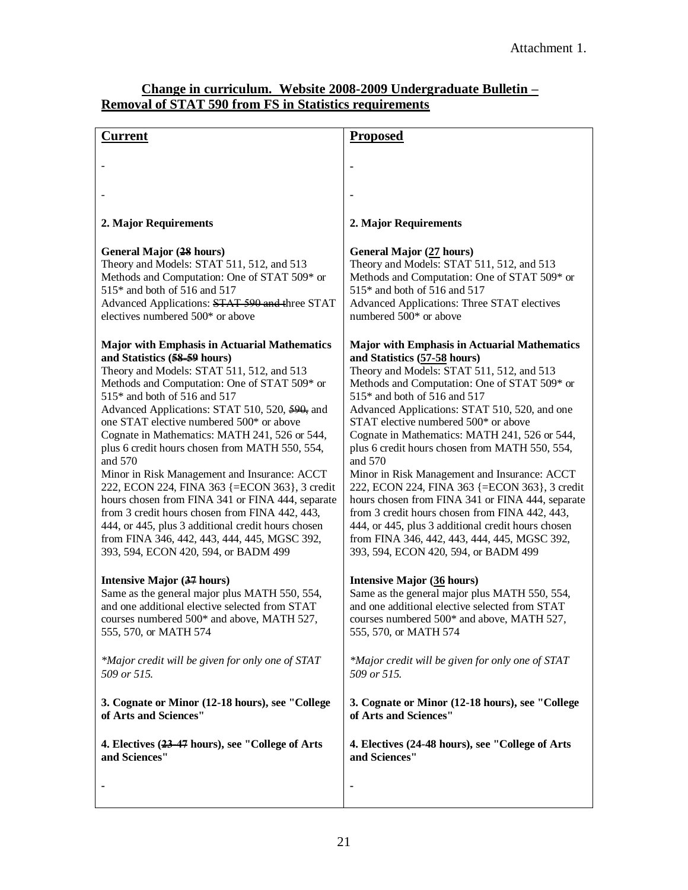Attachment 1.

**Change in curriculum. Website 2008-2009 Undergraduate Bulletin – Removal of STAT 590 from FS in Statistics requirements**

| **Current** | **Proposed** |
|---|---|
| - | - |
| - | - |
| **2. Major Requirements** | **2. Major Requirements** |
| **General Major (~~28~~ hours)**<br>Theory and Models: STAT 511, 512, and 513<br>Methods and Computation: One of STAT 509* or 515* and both of 516 and 517<br>Advanced Applications: ~~STAT 590 and t~~hree STAT electives numbered 500* or above | **General Major (<u>27</u> hours)**<br>Theory and Models: STAT 511, 512, and 513<br>Methods and Computation: One of STAT 509* or 515* and both of 516 and 517<br>Advanced Applications: Three STAT electives numbered 500* or above |
| **Major with Emphasis in Actuarial Mathematics and Statistics (~~58-59~~ hours)**<br>Theory and Models: STAT 511, 512, and 513<br>Methods and Computation: One of STAT 509* or 515* and both of 516 and 517<br>Advanced Applications: STAT 510, 520, ~~590,~~ and one STAT elective numbered 500* or above<br>Cognate in Mathematics: MATH 241, 526 or 544, plus 6 credit hours chosen from MATH 550, 554, and 570<br>Minor in Risk Management and Insurance: ACCT 222, ECON 224, FINA 363 {=ECON 363}, 3 credit hours chosen from FINA 341 or FINA 444, separate from 3 credit hours chosen from FINA 442, 443, 444, or 445, plus 3 additional credit hours chosen from FINA 346, 442, 443, 444, 445, MGSC 392, 393, 594, ECON 420, 594, or BADM 499 | **Major with Emphasis in Actuarial Mathematics and Statistics (<u>57-58</u> hours)**<br>Theory and Models: STAT 511, 512, and 513<br>Methods and Computation: One of STAT 509* or 515* and both of 516 and 517<br>Advanced Applications: STAT 510, 520, and one STAT elective numbered 500* or above<br>Cognate in Mathematics: MATH 241, 526 or 544, plus 6 credit hours chosen from MATH 550, 554, and 570<br>Minor in Risk Management and Insurance: ACCT 222, ECON 224, FINA 363 {=ECON 363}, 3 credit hours chosen from FINA 341 or FINA 444, separate from 3 credit hours chosen from FINA 442, 443, 444, or 445, plus 3 additional credit hours chosen from FINA 346, 442, 443, 444, 445, MGSC 392, 393, 594, ECON 420, 594, or BADM 499 |
| **Intensive Major (~~37~~ hours)**<br>Same as the general major plus MATH 550, 554, and one additional elective selected from STAT courses numbered 500* and above, MATH 527, 555, 570, or MATH 574 | **Intensive Major (<u>36</u> hours)**<br>Same as the general major plus MATH 550, 554, and one additional elective selected from STAT courses numbered 500* and above, MATH 527, 555, 570, or MATH 574 |
| *\*Major credit will be given for only one of STAT 509 or 515.* | *\*Major credit will be given for only one of STAT 509 or 515.* |
| **3. Cognate or Minor (12-18 hours), see "College of Arts and Sciences"** | **3. Cognate or Minor (12-18 hours), see "College of Arts and Sciences"** |
| **4. Electives (~~23-47~~ hours), see "College of Arts and Sciences"** | **4. Electives (24-48 hours), see "College of Arts and Sciences"** |
| - | - |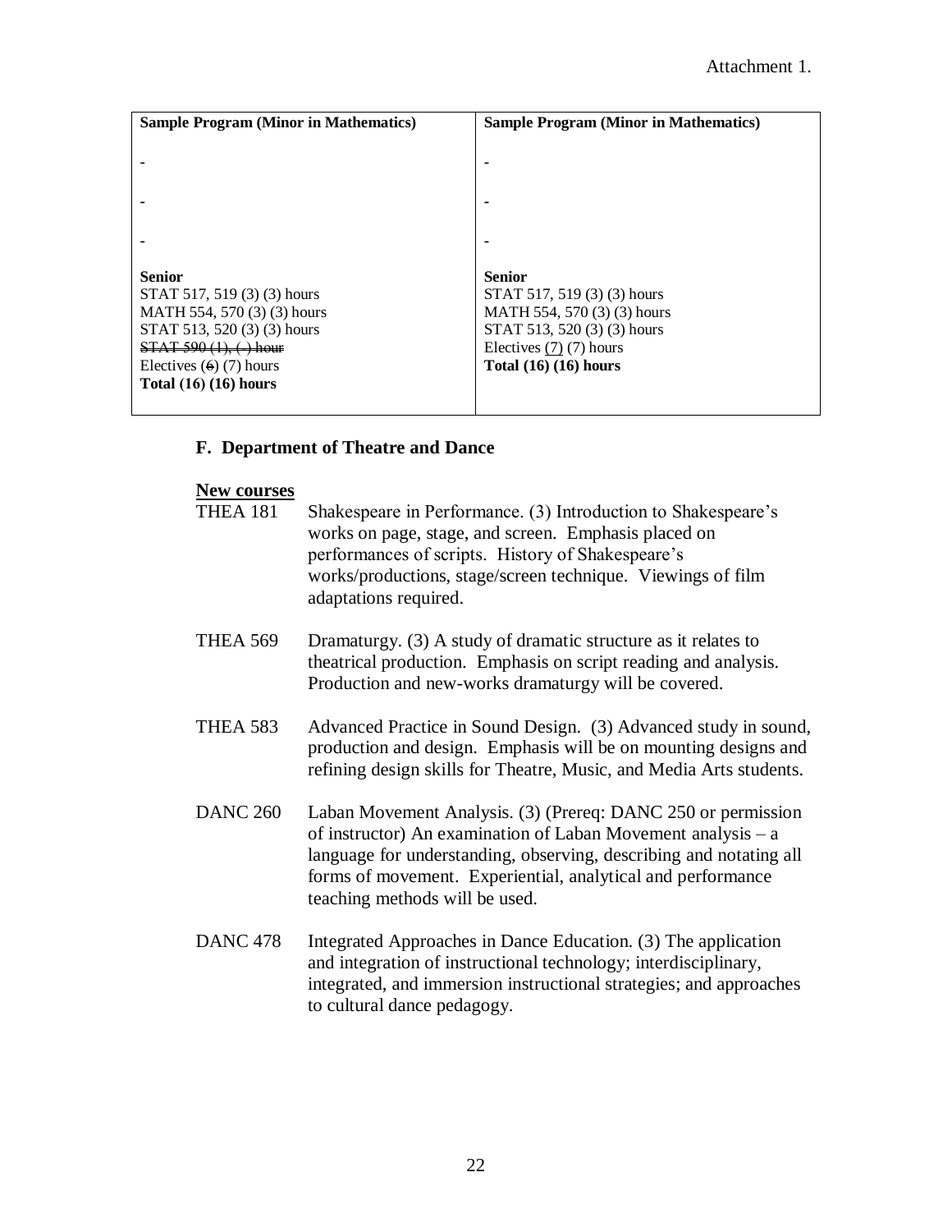Attachment 1.

| Sample Program (Minor in Mathematics) | Sample Program (Minor in Mathematics) |
|---|---|
| - | - |
| - | - |
| - | - |
| **Senior**<br>STAT 517, 519 (3) (3) hours<br>MATH 554, 570 (3) (3) hours<br>STAT 513, 520 (3) (3) hours<br>~~STAT 590 (1), ( ) hour~~<br>Electives (~~6~~) (7) hours<br>**Total (16) (16) hours** | **Senior**<br>STAT 517, 519 (3) (3) hours<br>MATH 554, 570 (3) (3) hours<br>STAT 513, 520 (3) (3) hours<br>Electives <u>(7)</u> (7) hours<br>**Total (16) (16) hours** |

### F. Department of Theatre and Dance

**<u>New courses</u>**

THEA 181 Shakespeare in Performance. (3) Introduction to Shakespeare's works on page, stage, and screen. Emphasis placed on performances of scripts. History of Shakespeare's works/productions, stage/screen technique. Viewings of film adaptations required.

THEA 569 Dramaturgy. (3) A study of dramatic structure as it relates to theatrical production. Emphasis on script reading and analysis. Production and new-works dramaturgy will be covered.

THEA 583 Advanced Practice in Sound Design. (3) Advanced study in sound, production and design. Emphasis will be on mounting designs and refining design skills for Theatre, Music, and Media Arts students.

DANC 260 Laban Movement Analysis. (3) (Prereq: DANC 250 or permission of instructor) An examination of Laban Movement analysis – a language for understanding, observing, describing and notating all forms of movement. Experiential, analytical and performance teaching methods will be used.

DANC 478 Integrated Approaches in Dance Education. (3) The application and integration of instructional technology; interdisciplinary, integrated, and immersion instructional strategies; and approaches to cultural dance pedagogy.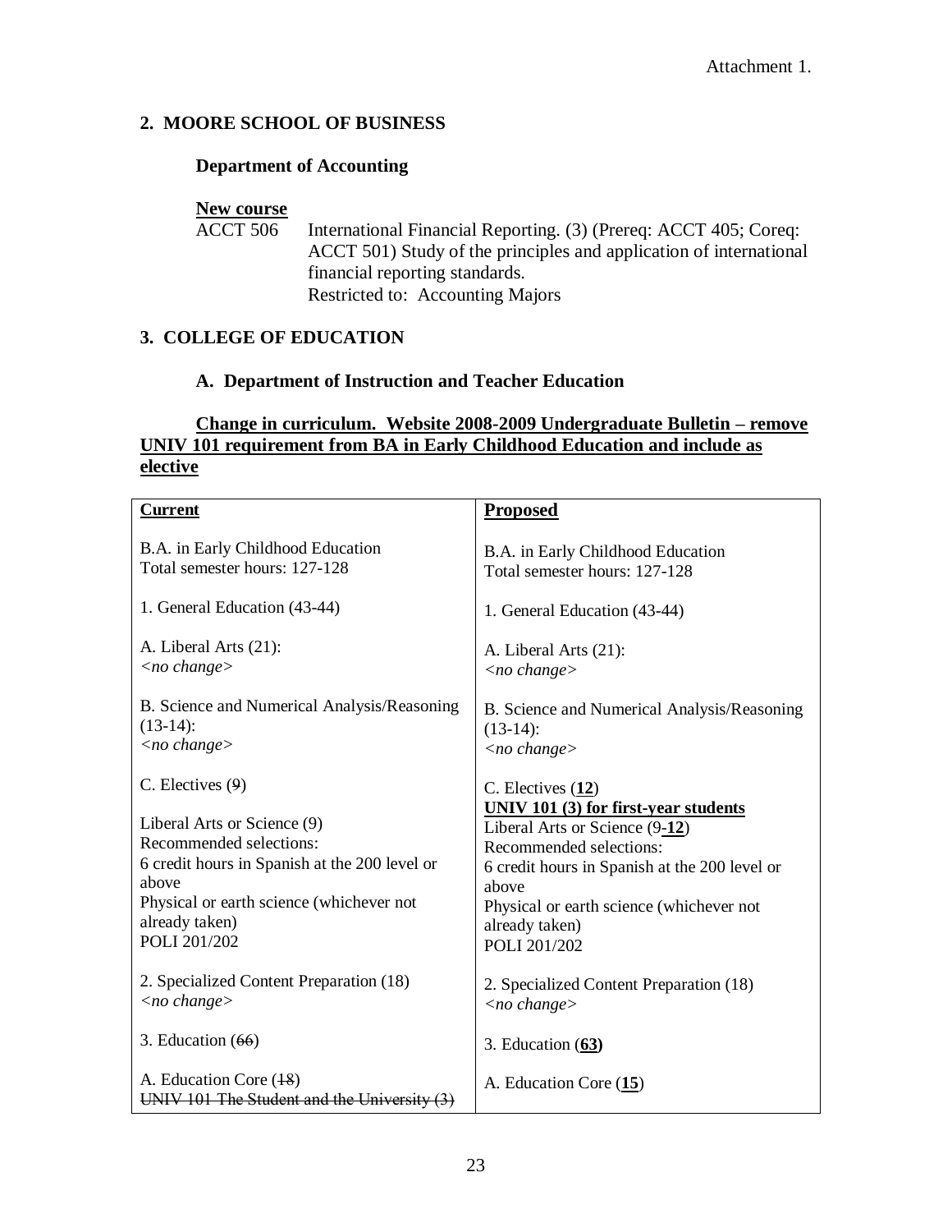Attachment 1.

## 2. MOORE SCHOOL OF BUSINESS

### Department of Accounting

**New course**

ACCT 506 International Financial Reporting. (3) (Prereq: ACCT 405; Coreq: ACCT 501) Study of the principles and application of international financial reporting standards.
Restricted to: Accounting Majors

## 3. COLLEGE OF EDUCATION

### A. Department of Instruction and Teacher Education

**Change in curriculum. Website 2008-2009 Undergraduate Bulletin – remove UNIV 101 requirement from BA in Early Childhood Education and include as elective**

| **Current** | **Proposed** |
|---|---|
| B.A. in Early Childhood Education<br>Total semester hours: 127-128 | B.A. in Early Childhood Education<br>Total semester hours: 127-128 |
| 1. General Education (43-44) | 1. General Education (43-44) |
| A. Liberal Arts (21):<br>*<no change>* | A. Liberal Arts (21):<br>*<no change>* |
| B. Science and Numerical Analysis/Reasoning (13-14):<br>*<no change>* | B. Science and Numerical Analysis/Reasoning (13-14):<br>*<no change>* |
| C. Electives (~~9~~) | C. Electives (**12**)<br>**UNIV 101 (3) for first-year students** |
| Liberal Arts or Science (9)<br>Recommended selections:<br>6 credit hours in Spanish at the 200 level or above<br>Physical or earth science (whichever not already taken)<br>POLI 201/202 | Liberal Arts or Science (9-**12**)<br>Recommended selections:<br>6 credit hours in Spanish at the 200 level or above<br>Physical or earth science (whichever not already taken)<br>POLI 201/202 |
| 2. Specialized Content Preparation (18)<br>*<no change>* | 2. Specialized Content Preparation (18)<br>*<no change>* |
| 3. Education (~~66~~) | 3. Education (**63**) |
| A. Education Core (~~18~~)<br>~~UNIV 101 The Student and the University (3)~~ | A. Education Core (**15**) |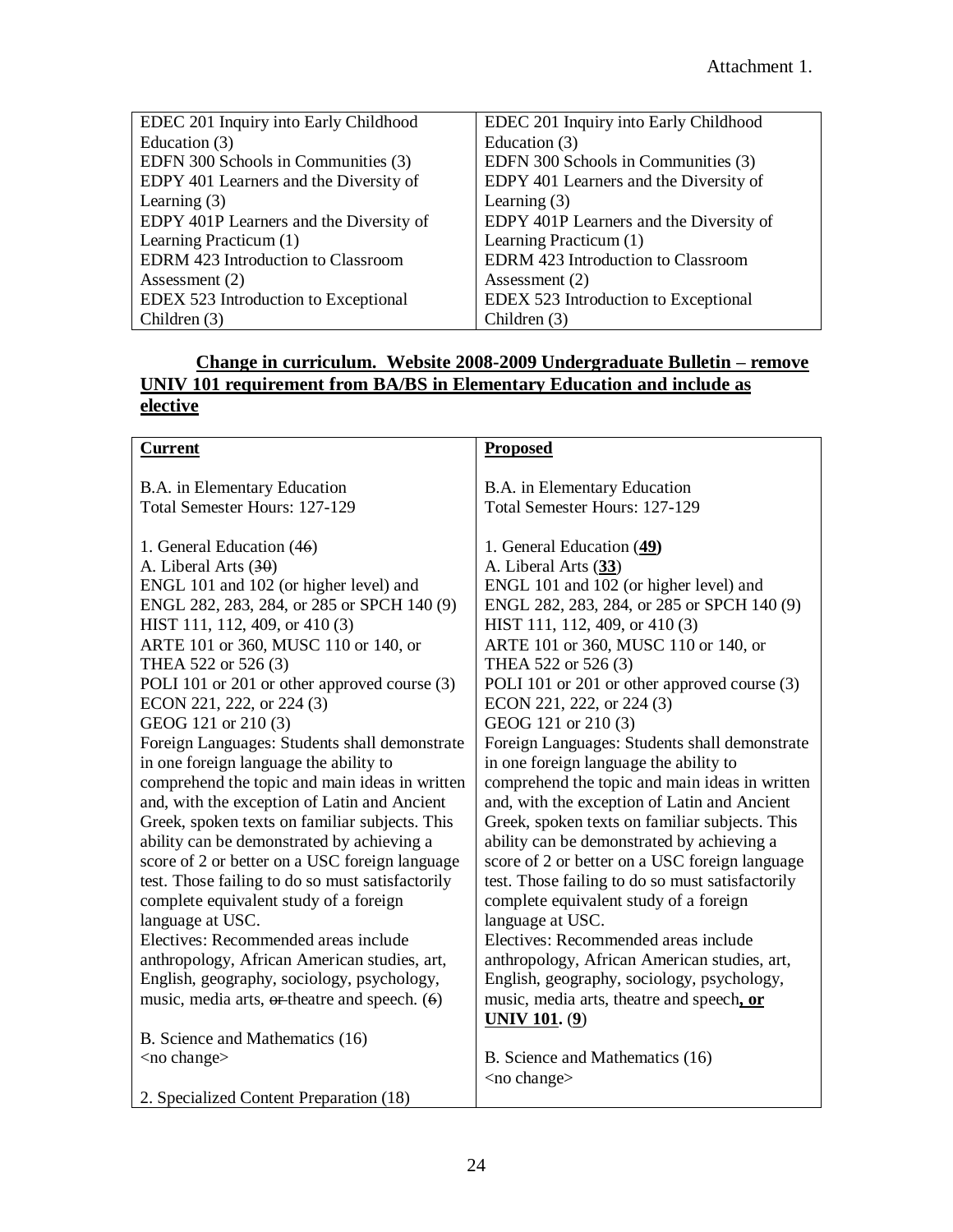Attachment 1.

| EDEC 201 Inquiry into Early Childhood Education (3)<br>EDFN 300 Schools in Communities (3)<br>EDPY 401 Learners and the Diversity of Learning (3)<br>EDPY 401P Learners and the Diversity of Learning Practicum (1)<br>EDRM 423 Introduction to Classroom Assessment (2)<br>EDEX 523 Introduction to Exceptional Children (3) | EDEC 201 Inquiry into Early Childhood Education (3)<br>EDFN 300 Schools in Communities (3)<br>EDPY 401 Learners and the Diversity of Learning (3)<br>EDPY 401P Learners and the Diversity of Learning Practicum (1)<br>EDRM 423 Introduction to Classroom Assessment (2)<br>EDEX 523 Introduction to Exceptional Children (3) |
|---|---|

**Change in curriculum. Website 2008-2009 Undergraduate Bulletin – remove UNIV 101 requirement from BA/BS in Elementary Education and include as elective**

| **Current** | **Proposed** |
|---|---|
| B.A. in Elementary Education<br>Total Semester Hours: 127-129<br><br>1. General Education (4~~6~~)<br>A. Liberal Arts (3~~0~~)<br>ENGL 101 and 102 (or higher level) and ENGL 282, 283, 284, or 285 or SPCH 140 (9)<br>HIST 111, 112, 409, or 410 (3)<br>ARTE 101 or 360, MUSC 110 or 140, or THEA 522 or 526 (3)<br>POLI 101 or 201 or other approved course (3)<br>ECON 221, 222, or 224 (3)<br>GEOG 121 or 210 (3)<br>Foreign Languages: Students shall demonstrate in one foreign language the ability to comprehend the topic and main ideas in written and, with the exception of Latin and Ancient Greek, spoken texts on familiar subjects. This ability can be demonstrated by achieving a score of 2 or better on a USC foreign language test. Those failing to do so must satisfactorily complete equivalent study of a foreign language at USC.<br>Electives: Recommended areas include anthropology, African American studies, art, English, geography, sociology, psychology, music, media arts, ~~or~~ theatre and speech. (~~6~~)<br><br>B. Science and Mathematics (16)<br><no change><br><br>2. Specialized Content Preparation (18) | B.A. in Elementary Education<br>Total Semester Hours: 127-129<br><br>1. General Education (**<u>49</u>**)<br>A. Liberal Arts (**<u>33</u>**)<br>ENGL 101 and 102 (or higher level) and ENGL 282, 283, 284, or 285 or SPCH 140 (9)<br>HIST 111, 112, 409, or 410 (3)<br>ARTE 101 or 360, MUSC 110 or 140, or THEA 522 or 526 (3)<br>POLI 101 or 201 or other approved course (3)<br>ECON 221, 222, or 224 (3)<br>GEOG 121 or 210 (3)<br>Foreign Languages: Students shall demonstrate in one foreign language the ability to comprehend the topic and main ideas in written and, with the exception of Latin and Ancient Greek, spoken texts on familiar subjects. This ability can be demonstrated by achieving a score of 2 or better on a USC foreign language test. Those failing to do so must satisfactorily complete equivalent study of a foreign language at USC.<br>Electives: Recommended areas include anthropology, African American studies, art, English, geography, sociology, psychology, music, media arts, theatre and speech**<u>, or UNIV 101</u>**. (**<u>9</u>**)<br><br>B. Science and Mathematics (16)<br><no change> |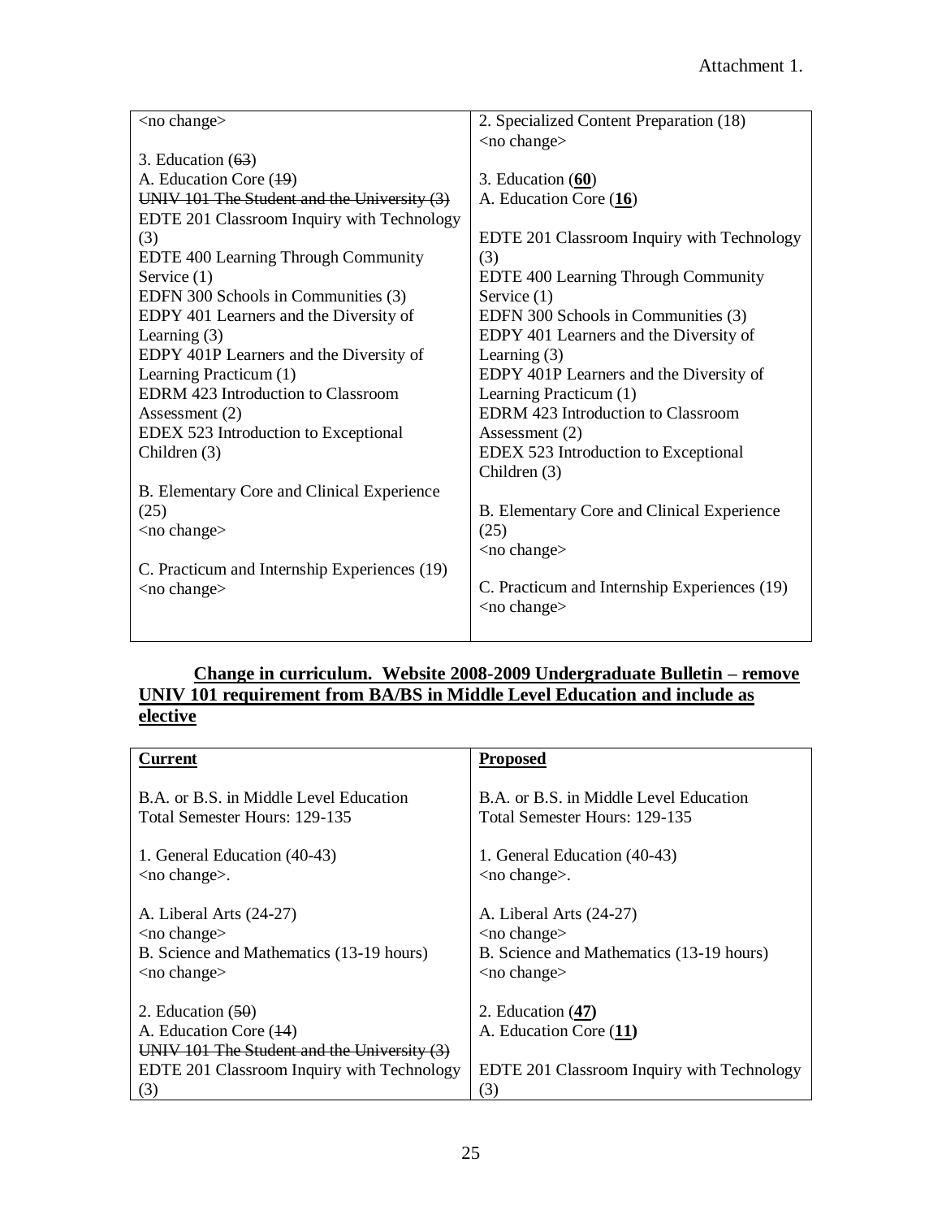Attachment 1.

| <no change><br><br>3. Education (~~6~~3)<br>A. Education Core (~~1~~9)<br>~~UNIV 101 The Student and the University (3)~~<br>EDTE 201 Classroom Inquiry with Technology (3)<br>EDTE 400 Learning Through Community Service (1)<br>EDFN 300 Schools in Communities (3)<br>EDPY 401 Learners and the Diversity of Learning (3)<br>EDPY 401P Learners and the Diversity of Learning Practicum (1)<br>EDRM 423 Introduction to Classroom Assessment (2)<br>EDEX 523 Introduction to Exceptional Children (3)<br><br>B. Elementary Core and Clinical Experience (25)<br><no change><br><br>C. Practicum and Internship Experiences (19)<br><no change> | 2. Specialized Content Preparation (18)<br><no change><br><br>3. Education (**<u>60</u>**)<br>A. Education Core (**<u>16</u>**)<br><br>EDTE 201 Classroom Inquiry with Technology (3)<br>EDTE 400 Learning Through Community Service (1)<br>EDFN 300 Schools in Communities (3)<br>EDPY 401 Learners and the Diversity of Learning (3)<br>EDPY 401P Learners and the Diversity of Learning Practicum (1)<br>EDRM 423 Introduction to Classroom Assessment (2)<br>EDEX 523 Introduction to Exceptional Children (3)<br><br>B. Elementary Core and Clinical Experience (25)<br><no change><br><br>C. Practicum and Internship Experiences (19)<br><no change> |
|---|---|

**<u>Change in curriculum. Website 2008-2009 Undergraduate Bulletin – remove UNIV 101 requirement from BA/BS in Middle Level Education and include as elective</u>**

| **<u>Current</u>** | **<u>Proposed</u>** |
|---|---|
| B.A. or B.S. in Middle Level Education<br>Total Semester Hours: 129-135<br><br>1. General Education (40-43)<br><no change>.<br><br>A. Liberal Arts (24-27)<br><no change><br>B. Science and Mathematics (13-19 hours)<br><no change><br><br>2. Education (~~5~~0)<br>A. Education Core (~~1~~4)<br>~~UNIV 101 The Student and the University (3)~~<br>EDTE 201 Classroom Inquiry with Technology (3) | B.A. or B.S. in Middle Level Education<br>Total Semester Hours: 129-135<br><br>1. General Education (40-43)<br><no change>.<br><br>A. Liberal Arts (24-27)<br><no change><br>B. Science and Mathematics (13-19 hours)<br><no change><br><br>2. Education (**<u>47</u>**)<br>A. Education Core (**<u>11</u>**)<br><br>EDTE 201 Classroom Inquiry with Technology (3) |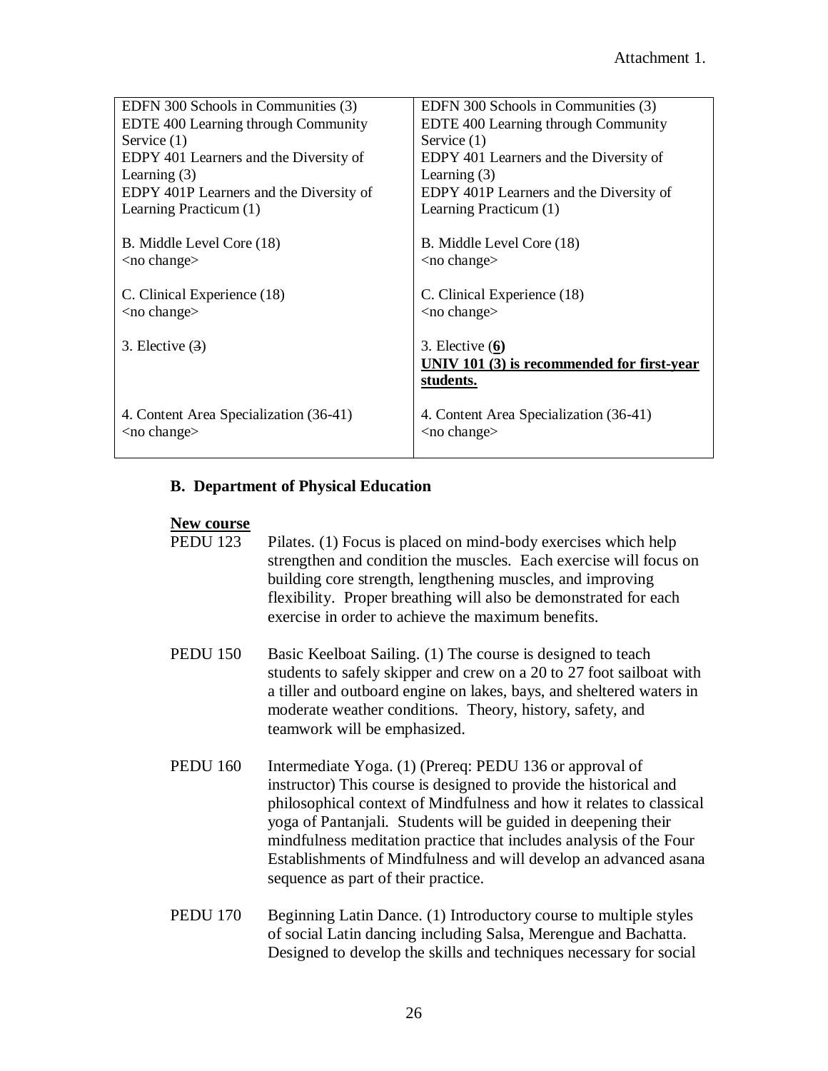Attachment 1.

| | |
|---|---|
| EDFN 300 Schools in Communities (3)<br>EDTE 400 Learning through Community Service (1)<br>EDPY 401 Learners and the Diversity of Learning (3)<br>EDPY 401P Learners and the Diversity of Learning Practicum (1) | EDFN 300 Schools in Communities (3)<br>EDTE 400 Learning through Community Service (1)<br>EDPY 401 Learners and the Diversity of Learning (3)<br>EDPY 401P Learners and the Diversity of Learning Practicum (1) |
| B. Middle Level Core (18)<br><no change> | B. Middle Level Core (18)<br><no change> |
| C. Clinical Experience (18)<br><no change> | C. Clinical Experience (18)<br><no change> |
| 3. Elective (~~3~~) | 3. Elective (**<u>6</u>**)<br>**<u>UNIV 101 (3) is recommended for first-year students.</u>** |
| 4. Content Area Specialization (36-41)<br><no change> | 4. Content Area Specialization (36-41)<br><no change> |

### B. Department of Physical Education

**<u>New course</u>**

PEDU 123 Pilates. (1) Focus is placed on mind-body exercises which help strengthen and condition the muscles. Each exercise will focus on building core strength, lengthening muscles, and improving flexibility. Proper breathing will also be demonstrated for each exercise in order to achieve the maximum benefits.

PEDU 150 Basic Keelboat Sailing. (1) The course is designed to teach students to safely skipper and crew on a 20 to 27 foot sailboat with a tiller and outboard engine on lakes, bays, and sheltered waters in moderate weather conditions. Theory, history, safety, and teamwork will be emphasized.

PEDU 160 Intermediate Yoga. (1) (Prereq: PEDU 136 or approval of instructor) This course is designed to provide the historical and philosophical context of Mindfulness and how it relates to classical yoga of Pantanjali. Students will be guided in deepening their mindfulness meditation practice that includes analysis of the Four Establishments of Mindfulness and will develop an advanced asana sequence as part of their practice.

PEDU 170 Beginning Latin Dance. (1) Introductory course to multiple styles of social Latin dancing including Salsa, Merengue and Bachatta. Designed to develop the skills and techniques necessary for social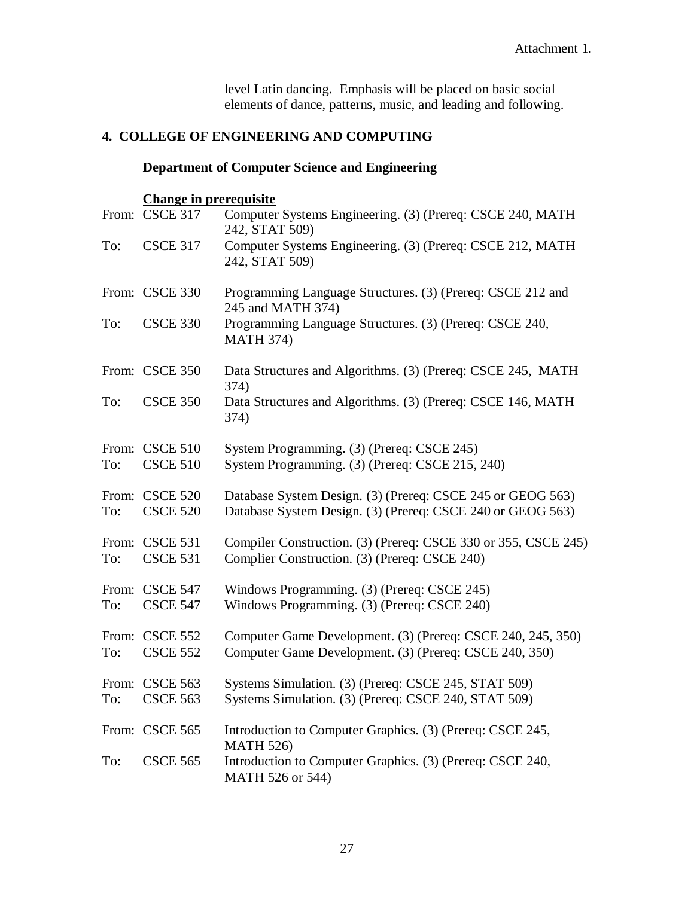level Latin dancing. Emphasis will be placed on basic social elements of dance, patterns, music, and leading and following.

## 4. COLLEGE OF ENGINEERING AND COMPUTING

### Department of Computer Science and Engineering

**Change in prerequisite**

| | | |
|---|---|---|
| From: | CSCE 317 | Computer Systems Engineering. (3) (Prereq: CSCE 240, MATH 242, STAT 509) |
| To: | CSCE 317 | Computer Systems Engineering. (3) (Prereq: CSCE 212, MATH 242, STAT 509) |
| From: | CSCE 330 | Programming Language Structures. (3) (Prereq: CSCE 212 and 245 and MATH 374) |
| To: | CSCE 330 | Programming Language Structures. (3) (Prereq: CSCE 240, MATH 374) |
| From: | CSCE 350 | Data Structures and Algorithms. (3) (Prereq: CSCE 245, MATH 374) |
| To: | CSCE 350 | Data Structures and Algorithms. (3) (Prereq: CSCE 146, MATH 374) |
| From: | CSCE 510 | System Programming. (3) (Prereq: CSCE 245) |
| To: | CSCE 510 | System Programming. (3) (Prereq: CSCE 215, 240) |
| From: | CSCE 520 | Database System Design. (3) (Prereq: CSCE 245 or GEOG 563) |
| To: | CSCE 520 | Database System Design. (3) (Prereq: CSCE 240 or GEOG 563) |
| From: | CSCE 531 | Compiler Construction. (3) (Prereq: CSCE 330 or 355, CSCE 245) |
| To: | CSCE 531 | Complier Construction. (3) (Prereq: CSCE 240) |
| From: | CSCE 547 | Windows Programming. (3) (Prereq: CSCE 245) |
| To: | CSCE 547 | Windows Programming. (3) (Prereq: CSCE 240) |
| From: | CSCE 552 | Computer Game Development. (3) (Prereq: CSCE 240, 245, 350) |
| To: | CSCE 552 | Computer Game Development. (3) (Prereq: CSCE 240, 350) |
| From: | CSCE 563 | Systems Simulation. (3) (Prereq: CSCE 245, STAT 509) |
| To: | CSCE 563 | Systems Simulation. (3) (Prereq: CSCE 240, STAT 509) |
| From: | CSCE 565 | Introduction to Computer Graphics. (3) (Prereq: CSCE 245, MATH 526) |
| To: | CSCE 565 | Introduction to Computer Graphics. (3) (Prereq: CSCE 240, MATH 526 or 544) |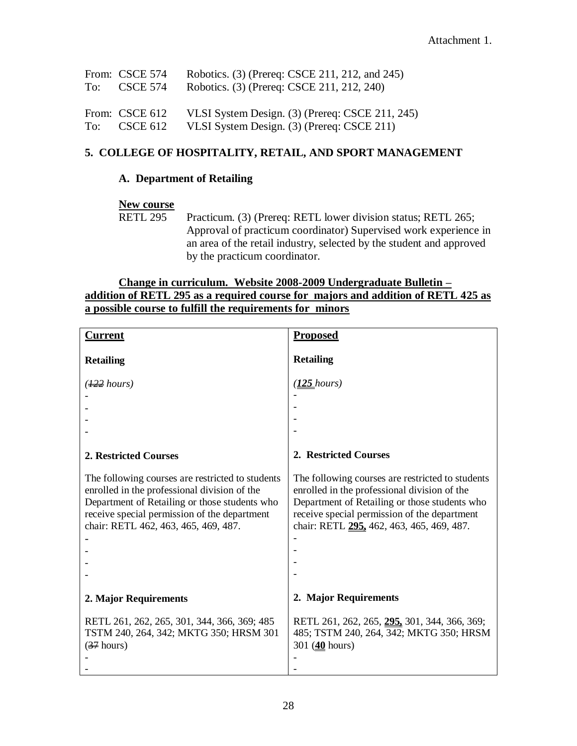Attachment 1.

From: CSCE 574 Robotics. (3) (Prereq: CSCE 211, 212, and 245)
To: CSCE 574 Robotics. (3) (Prereq: CSCE 211, 212, 240)

From: CSCE 612 VLSI System Design. (3) (Prereq: CSCE 211, 245)
To: CSCE 612 VLSI System Design. (3) (Prereq: CSCE 211)

## 5. COLLEGE OF HOSPITALITY, RETAIL, AND SPORT MANAGEMENT

### A. Department of Retailing

**New course**

RETL 295 Practicum. (3) (Prereq: RETL lower division status; RETL 265; Approval of practicum coordinator) Supervised work experience in an area of the retail industry, selected by the student and approved by the practicum coordinator.

**Change in curriculum. Website 2008-2009 Undergraduate Bulletin – addition of RETL 295 as a required course for majors and addition of RETL 425 as a possible course to fulfill the requirements for minors**

| Current | Proposed |
|---|---|
| **Retailing** | **Retailing** |
| *(~~122~~ hours)*<br>-<br>-<br>-<br>- | *(**125** hours)*<br>-<br>-<br>-<br>- |
| **2. Restricted Courses** | **2. Restricted Courses** |
| The following courses are restricted to students enrolled in the professional division of the Department of Retailing or those students who receive special permission of the department chair: RETL 462, 463, 465, 469, 487.<br>-<br>-<br>-<br>- | The following courses are restricted to students enrolled in the professional division of the Department of Retailing or those students who receive special permission of the department chair: RETL **295,** 462, 463, 465, 469, 487.<br>-<br>-<br>-<br>- |
| **2. Major Requirements** | **2. Major Requirements** |
| RETL 261, 262, 265, 301, 344, 366, 369; 485 TSTM 240, 264, 342; MKTG 350; HRSM 301 (~~37~~ hours)<br>-<br>- | RETL 261, 262, 265, **295,** 301, 344, 366, 369; 485; TSTM 240, 264, 342; MKTG 350; HRSM 301 (**40** hours)<br>-<br>- |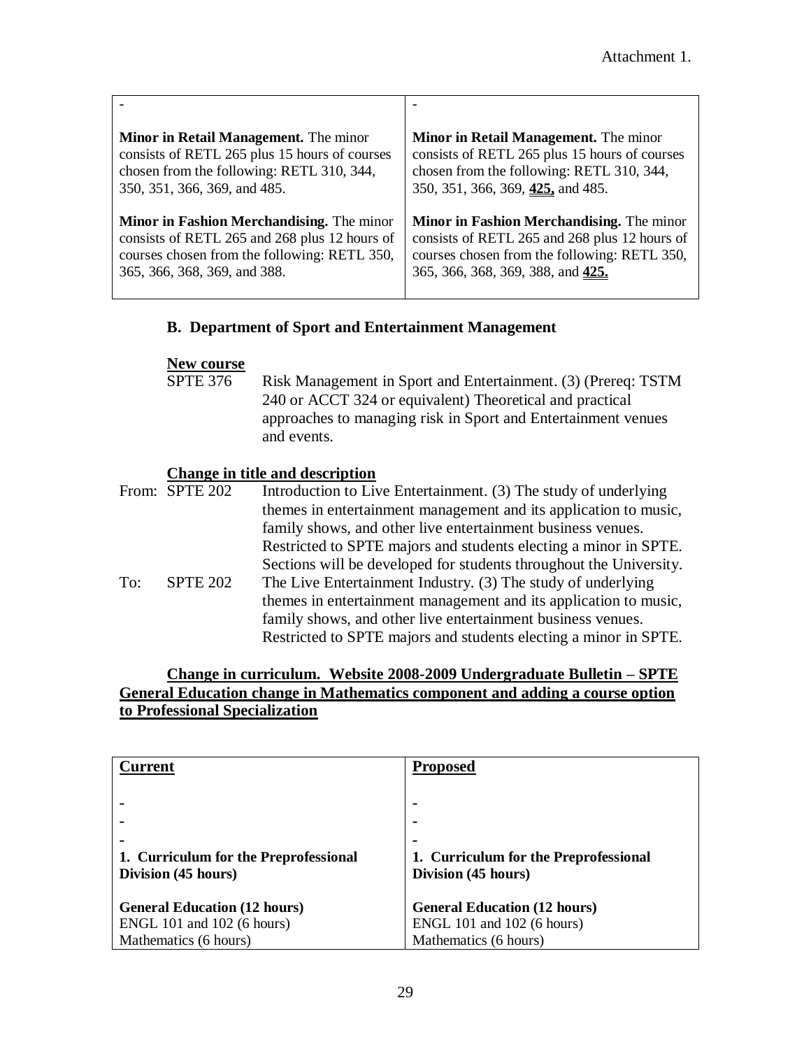Attachment 1.

| - | - |
|---|---|
| **Minor in Retail Management.** The minor consists of RETL 265 plus 15 hours of courses chosen from the following: RETL 310, 344, 350, 351, 366, 369, and 485. | **Minor in Retail Management.** The minor consists of RETL 265 plus 15 hours of courses chosen from the following: RETL 310, 344, 350, 351, 366, 369, **425,** and 485. |
| **Minor in Fashion Merchandising.** The minor consists of RETL 265 and 268 plus 12 hours of courses chosen from the following: RETL 350, 365, 366, 368, 369, and 388. | **Minor in Fashion Merchandising.** The minor consists of RETL 265 and 268 plus 12 hours of courses chosen from the following: RETL 350, 365, 366, 368, 369, 388, and **425.** |

### B. Department of Sport and Entertainment Management

**New course**

SPTE 376 Risk Management in Sport and Entertainment. (3) (Prereq: TSTM 240 or ACCT 324 or equivalent) Theoretical and practical approaches to managing risk in Sport and Entertainment venues and events.

**Change in title and description**

From: SPTE 202 Introduction to Live Entertainment. (3) The study of underlying themes in entertainment management and its application to music, family shows, and other live entertainment business venues. Restricted to SPTE majors and students electing a minor in SPTE. Sections will be developed for students throughout the University.

To: SPTE 202 The Live Entertainment Industry. (3) The study of underlying themes in entertainment management and its application to music, family shows, and other live entertainment business venues. Restricted to SPTE majors and students electing a minor in SPTE.

**Change in curriculum. Website 2008-2009 Undergraduate Bulletin – SPTE General Education change in Mathematics component and adding a course option to Professional Specialization**

| **Current** | **Proposed** |
|---|---|
| - | - |
| - | - |
| - | - |
| **1. Curriculum for the Preprofessional Division (45 hours)** | **1. Curriculum for the Preprofessional Division (45 hours)** |
| **General Education (12 hours)** | **General Education (12 hours)** |
| ENGL 101 and 102 (6 hours) | ENGL 101 and 102 (6 hours) |
| Mathematics (6 hours) | Mathematics (6 hours) |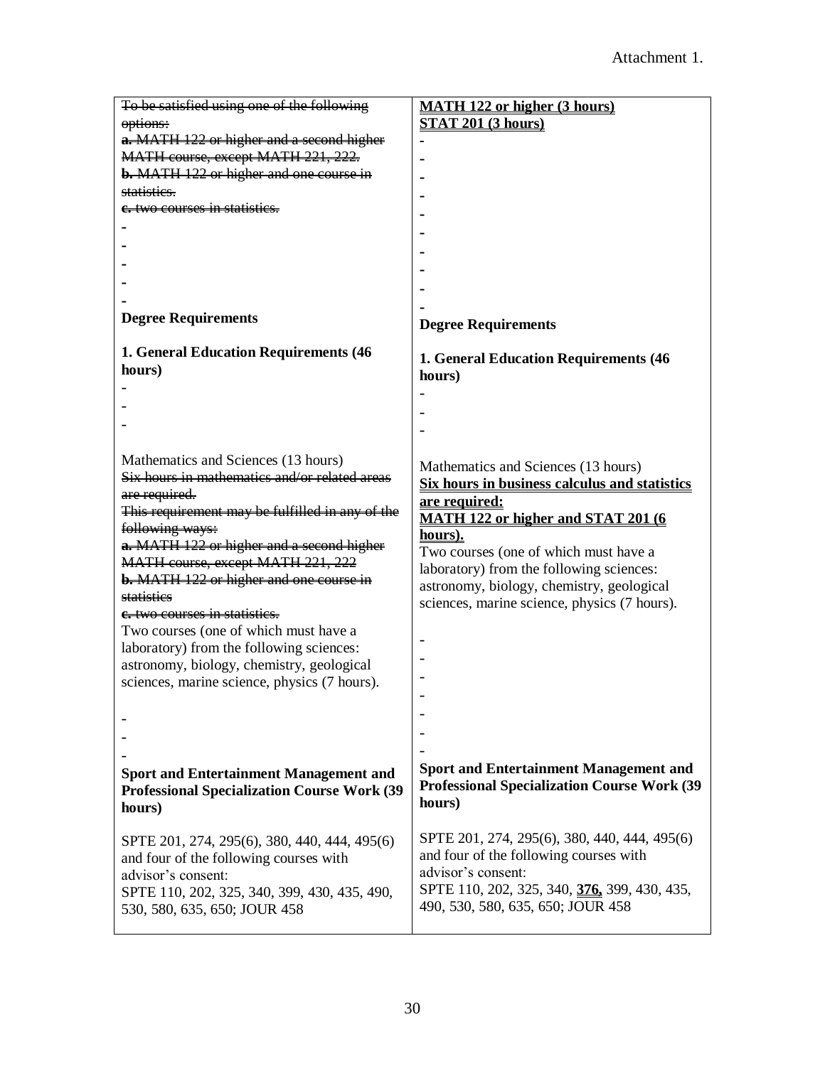Attachment 1.

| Current | Proposed |
|---|---|
| ~~To be satisfied using one of the following options:~~<br>~~**a.** MATH 122 or higher and a second higher MATH course, except MATH 221, 222.~~<br>~~**b.** MATH 122 or higher and one course in statistics.~~<br>~~**c.** two courses in statistics.~~<br>-<br>-<br>-<br>-<br>- | <u>**MATH 122 or higher (3 hours)**</u><br><u>**STAT 201 (3 hours)**</u><br>-<br>-<br>-<br>-<br>-<br>-<br>-<br>-<br>-<br>- |
| **Degree Requirements** | **Degree Requirements** |
| **1. General Education Requirements (46 hours)**<br>-<br>-<br>- | **1. General Education Requirements (46 hours)**<br>-<br>-<br>- |
| Mathematics and Sciences (13 hours)<br>~~Six hours in mathematics and/or related areas are required.~~<br>~~This requirement may be fulfilled in any of the following ways:~~<br>~~**a.** MATH 122 or higher and a second higher MATH course, except MATH 221, 222~~<br>~~**b.** MATH 122 or higher and one course in statistics~~<br>~~**c.** two courses in statistics.~~<br>Two courses (one of which must have a laboratory) from the following sciences: astronomy, biology, chemistry, geological sciences, marine science, physics (7 hours).<br>-<br>-<br>- | Mathematics and Sciences (13 hours)<br><u>**Six hours in business calculus and statistics are required:**</u><br><u>**MATH 122 or higher and STAT 201 (6 hours).**</u><br>Two courses (one of which must have a laboratory) from the following sciences: astronomy, biology, chemistry, geological sciences, marine science, physics (7 hours).<br>-<br>-<br>-<br>-<br>-<br>-<br>- |
| **Sport and Entertainment Management and Professional Specialization Course Work (39 hours)** | **Sport and Entertainment Management and Professional Specialization Course Work (39 hours)** |
| SPTE 201, 274, 295(6), 380, 440, 444, 495(6) and four of the following courses with advisor's consent:<br>SPTE 110, 202, 325, 340, 399, 430, 435, 490, 530, 580, 635, 650; JOUR 458 | SPTE 201, 274, 295(6), 380, 440, 444, 495(6) and four of the following courses with advisor's consent:<br>SPTE 110, 202, 325, 340, <u>**376,**</u> 399, 430, 435, 490, 530, 580, 635, 650; JOUR 458 |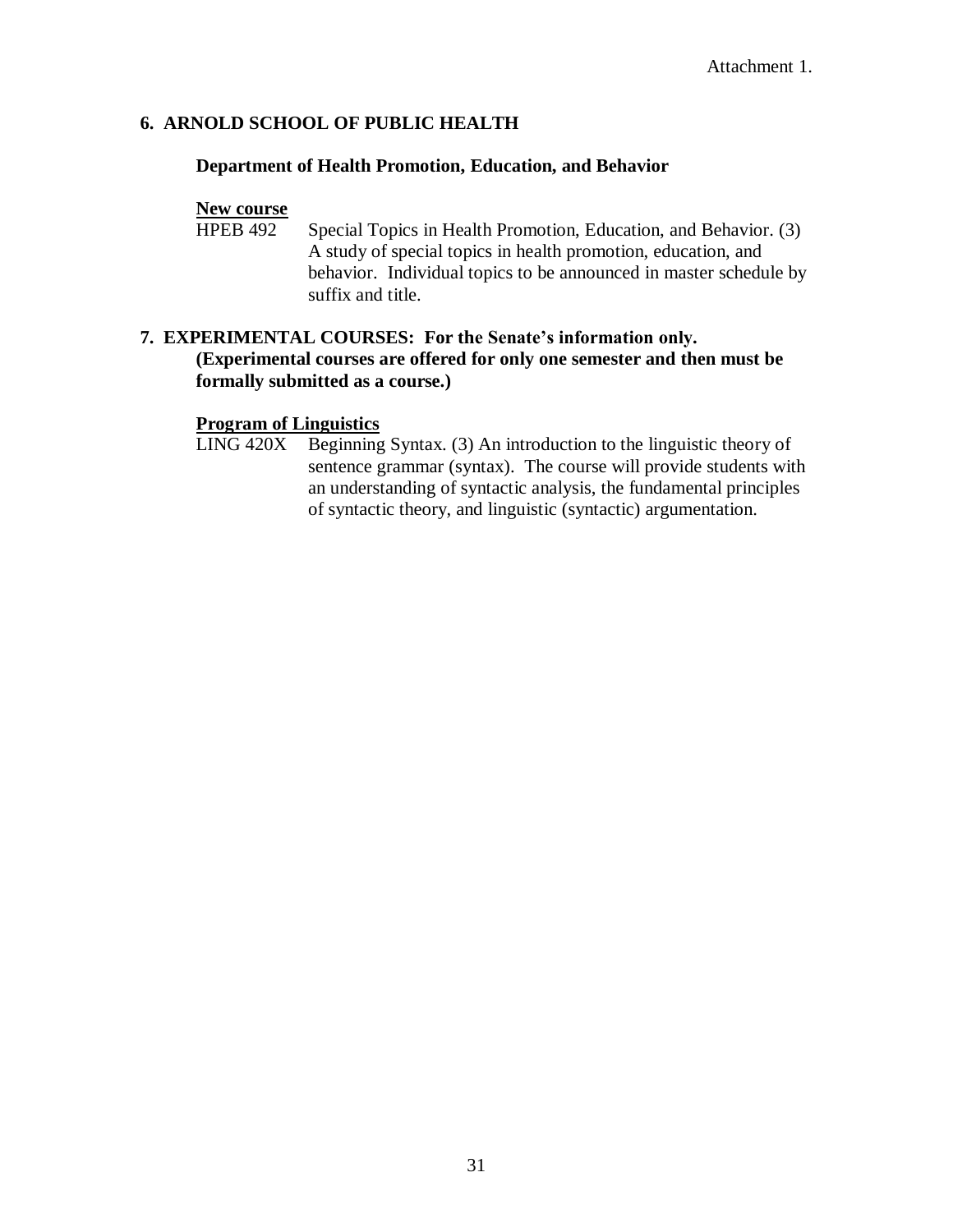Attachment 1.

## 6. ARNOLD SCHOOL OF PUBLIC HEALTH

### Department of Health Promotion, Education, and Behavior

**New course**

HPEB 492 Special Topics in Health Promotion, Education, and Behavior. (3) A study of special topics in health promotion, education, and behavior. Individual topics to be announced in master schedule by suffix and title.

## 7. EXPERIMENTAL COURSES: For the Senate's information only. (Experimental courses are offered for only one semester and then must be formally submitted as a course.)

**Program of Linguistics**

LING 420X Beginning Syntax. (3) An introduction to the linguistic theory of sentence grammar (syntax). The course will provide students with an understanding of syntactic analysis, the fundamental principles of syntactic theory, and linguistic (syntactic) argumentation.